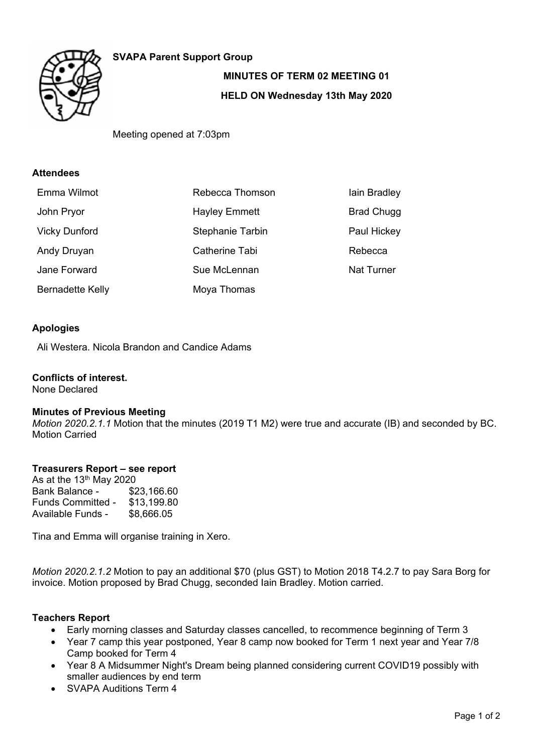**SVAPA Parent Support Group**

**MINUTES OF TERM 02 MEETING 01**

**HELD ON Wednesday 13th May 2020**

Meeting opened at 7:03pm

**Attendees**

| | | |
|---|---|---|
| Emma Wilmot | Rebecca Thomson | Iain Bradley |
| John Pryor | Hayley Emmett | Brad Chugg |
| Vicky Dunford | Stephanie Tarbin | Paul Hickey |
| Andy Druyan | Catherine Tabi | Rebecca |
| Jane Forward | Sue McLennan | Nat Turner |
| Bernadette Kelly | Moya Thomas | |

**Apologies**

Ali Westera. Nicola Brandon and Candice Adams

**Conflicts of interest.**

None Declared

**Minutes of Previous Meeting**

*Motion 2020.2.1.1* Motion that the minutes (2019 T1 M2) were true and accurate (IB) and seconded by BC. Motion Carried

**Treasurers Report – see report**

As at the 13th May 2020

Bank Balance - $23,166.60

Funds Committed - $13,199.80

Available Funds - $8,666.05

Tina and Emma will organise training in Xero.

*Motion 2020.2.1.2* Motion to pay an additional $70 (plus GST) to Motion 2018 T4.2.7 to pay Sara Borg for invoice. Motion proposed by Brad Chugg, seconded Iain Bradley. Motion carried.

**Teachers Report**

- Early morning classes and Saturday classes cancelled, to recommence beginning of Term 3
- Year 7 camp this year postponed, Year 8 camp now booked for Term 1 next year and Year 7/8 Camp booked for Term 4
- Year 8 A Midsummer Night's Dream being planned considering current COVID19 possibly with smaller audiences by end term
- SVAPA Auditions Term 4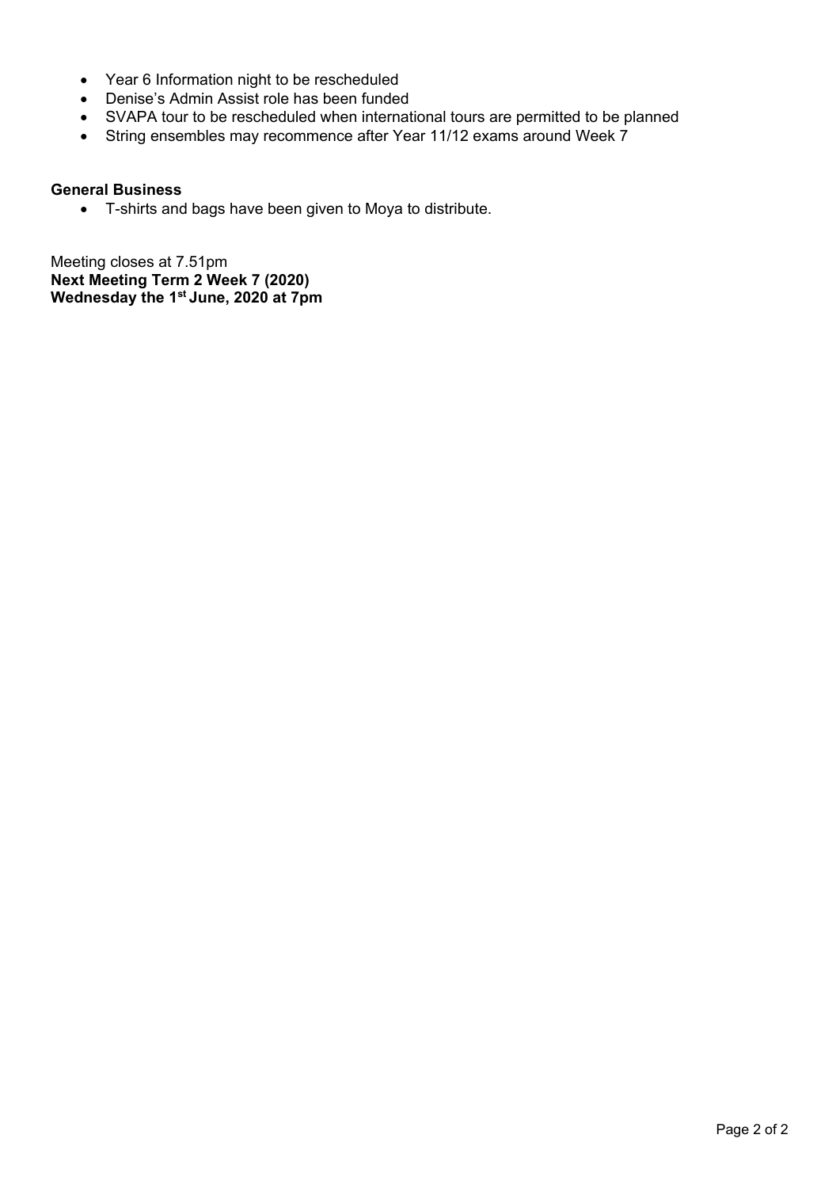- Year 6 Information night to be rescheduled
- Denise's Admin Assist role has been funded
- SVAPA tour to be rescheduled when international tours are permitted to be planned
- String ensembles may recommence after Year 11/12 exams around Week 7

**General Business**

- T-shirts and bags have been given to Moya to distribute.

Meeting closes at 7.51pm
**Next Meeting Term 2 Week 7 (2020)**
**Wednesday the 1st June, 2020 at 7pm**